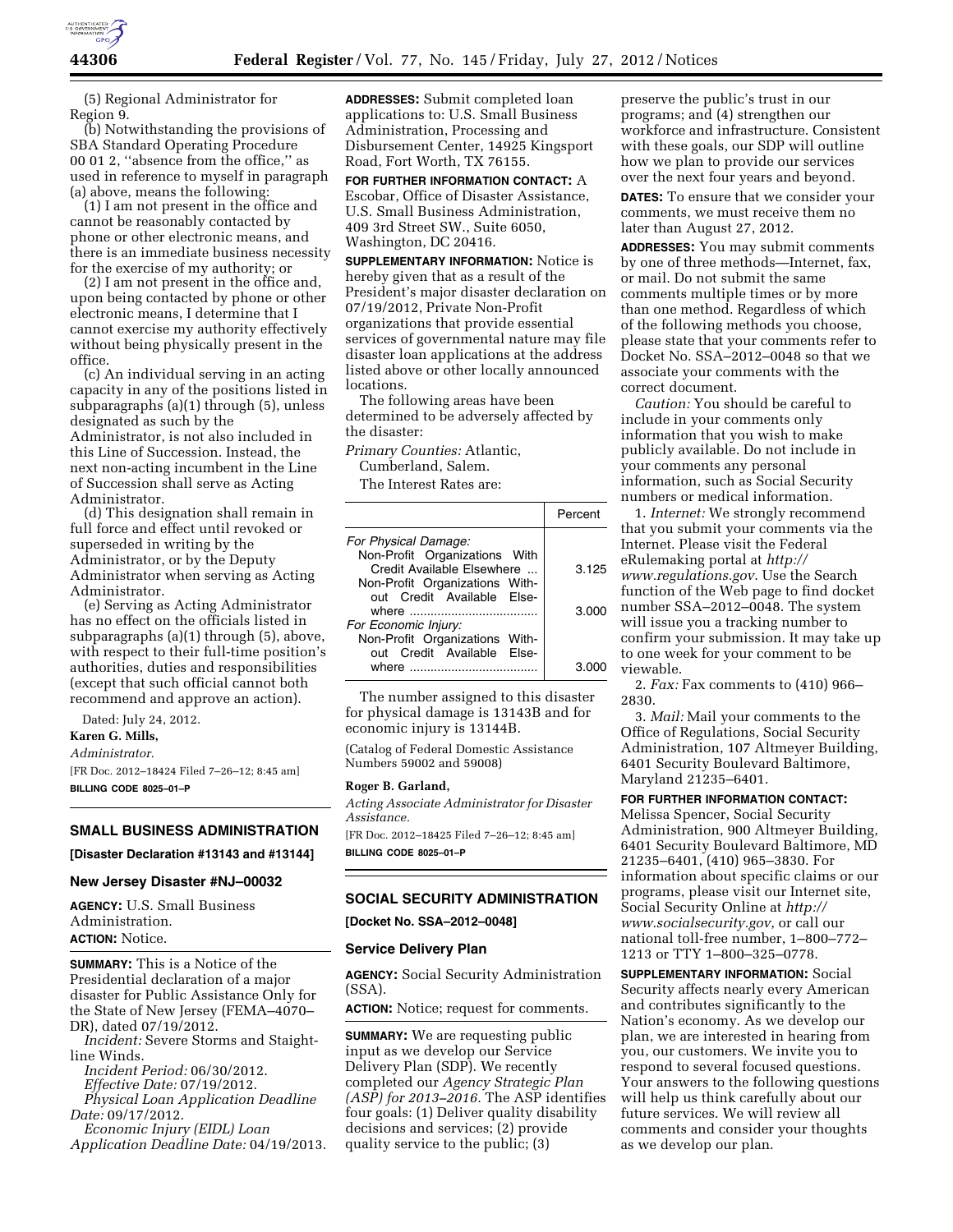(5) Regional Administrator for Region 9.

(b) Notwithstanding the provisions of SBA Standard Operating Procedure 00 01 2, ''absence from the office,'' as used in reference to myself in paragraph (a) above, means the following:

(1) I am not present in the office and cannot be reasonably contacted by phone or other electronic means, and there is an immediate business necessity for the exercise of my authority; or

(2) I am not present in the office and, upon being contacted by phone or other electronic means, I determine that I cannot exercise my authority effectively without being physically present in the office.

(c) An individual serving in an acting capacity in any of the positions listed in subparagraphs (a)(1) through (5), unless designated as such by the Administrator, is not also included in this Line of Succession. Instead, the next non-acting incumbent in the Line of Succession shall serve as Acting Administrator.

(d) This designation shall remain in full force and effect until revoked or superseded in writing by the Administrator, or by the Deputy Administrator when serving as Acting Administrator.

(e) Serving as Acting Administrator has no effect on the officials listed in subparagraphs (a)(1) through (5), above, with respect to their full-time position's authorities, duties and responsibilities (except that such official cannot both recommend and approve an action).

Dated: July 24, 2012.

**Karen G. Mills,**

*Administrator.*

[FR Doc. 2012–18424 Filed 7–26–12; 8:45 am]

**BILLING CODE 8025–01–P**

## SMALL BUSINESS ADMINISTRATION

**[Disaster Declaration #13143 and #13144]**

### New Jersey Disaster #NJ–00032

**AGENCY:** U.S. Small Business Administration.

**ACTION:** Notice.

**SUMMARY:** This is a Notice of the Presidential declaration of a major disaster for Public Assistance Only for the State of New Jersey (FEMA–4070–DR), dated 07/19/2012.

*Incident:* Severe Storms and Staightline Winds.

*Incident Period:* 06/30/2012.

*Effective Date:* 07/19/2012.

*Physical Loan Application Deadline Date:* 09/17/2012.

*Economic Injury (EIDL) Loan Application Deadline Date:* 04/19/2013.

**ADDRESSES:** Submit completed loan applications to: U.S. Small Business Administration, Processing and Disbursement Center, 14925 Kingsport Road, Fort Worth, TX 76155.

**FOR FURTHER INFORMATION CONTACT:** A Escobar, Office of Disaster Assistance, U.S. Small Business Administration, 409 3rd Street SW., Suite 6050, Washington, DC 20416.

**SUPPLEMENTARY INFORMATION:** Notice is hereby given that as a result of the President's major disaster declaration on 07/19/2012, Private Non-Profit organizations that provide essential services of governmental nature may file disaster loan applications at the address listed above or other locally announced locations.

The following areas have been determined to be adversely affected by the disaster:

*Primary Counties:* Atlantic, Cumberland, Salem.

The Interest Rates are:

| | Percent |
|---|---|
| *For Physical Damage:* | |
| Non-Profit Organizations With Credit Available Elsewhere | 3.125 |
| Non-Profit Organizations Without Credit Available Elsewhere | 3.000 |
| *For Economic Injury:* | |
| Non-Profit Organizations Without Credit Available Elsewhere | 3.000 |

The number assigned to this disaster for physical damage is 13143B and for economic injury is 13144B.

(Catalog of Federal Domestic Assistance Numbers 59002 and 59008)

**Roger B. Garland,**

*Acting Associate Administrator for Disaster Assistance.*

[FR Doc. 2012–18425 Filed 7–26–12; 8:45 am]

**BILLING CODE 8025–01–P**

## SOCIAL SECURITY ADMINISTRATION

**[Docket No. SSA–2012–0048]**

### Service Delivery Plan

**AGENCY:** Social Security Administration (SSA).

**ACTION:** Notice; request for comments.

**SUMMARY:** We are requesting public input as we develop our Service Delivery Plan (SDP). We recently completed our *Agency Strategic Plan (ASP) for 2013–2016.* The ASP identifies four goals: (1) Deliver quality disability decisions and services; (2) provide quality service to the public; (3) preserve the public's trust in our programs; and (4) strengthen our workforce and infrastructure. Consistent with these goals, our SDP will outline how we plan to provide our services over the next four years and beyond.

**DATES:** To ensure that we consider your comments, we must receive them no later than August 27, 2012.

**ADDRESSES:** You may submit comments by one of three methods—Internet, fax, or mail. Do not submit the same comments multiple times or by more than one method. Regardless of which of the following methods you choose, please state that your comments refer to Docket No. SSA–2012–0048 so that we associate your comments with the correct document.

*Caution:* You should be careful to include in your comments only information that you wish to make publicly available. Do not include in your comments any personal information, such as Social Security numbers or medical information.

1. *Internet:* We strongly recommend that you submit your comments via the Internet. Please visit the Federal eRulemaking portal at *http://www.regulations.gov*. Use the Search function of the Web page to find docket number SSA–2012–0048. The system will issue you a tracking number to confirm your submission. It may take up to one week for your comment to be viewable.

2. *Fax:* Fax comments to (410) 966–2830.

3. *Mail:* Mail your comments to the Office of Regulations, Social Security Administration, 107 Altmeyer Building, 6401 Security Boulevard Baltimore, Maryland 21235–6401.

**FOR FURTHER INFORMATION CONTACT:** Melissa Spencer, Social Security Administration, 900 Altmeyer Building, 6401 Security Boulevard Baltimore, MD 21235–6401, (410) 965–3830. For information about specific claims or our programs, please visit our Internet site, Social Security Online at *http://www.socialsecurity.gov*, or call our national toll-free number, 1–800–772–1213 or TTY 1–800–325–0778.

**SUPPLEMENTARY INFORMATION:** Social Security affects nearly every American and contributes significantly to the Nation's economy. As we develop our plan, we are interested in hearing from you, our customers. We invite you to respond to several focused questions. Your answers to the following questions will help us think carefully about our future services. We will review all comments and consider your thoughts as we develop our plan.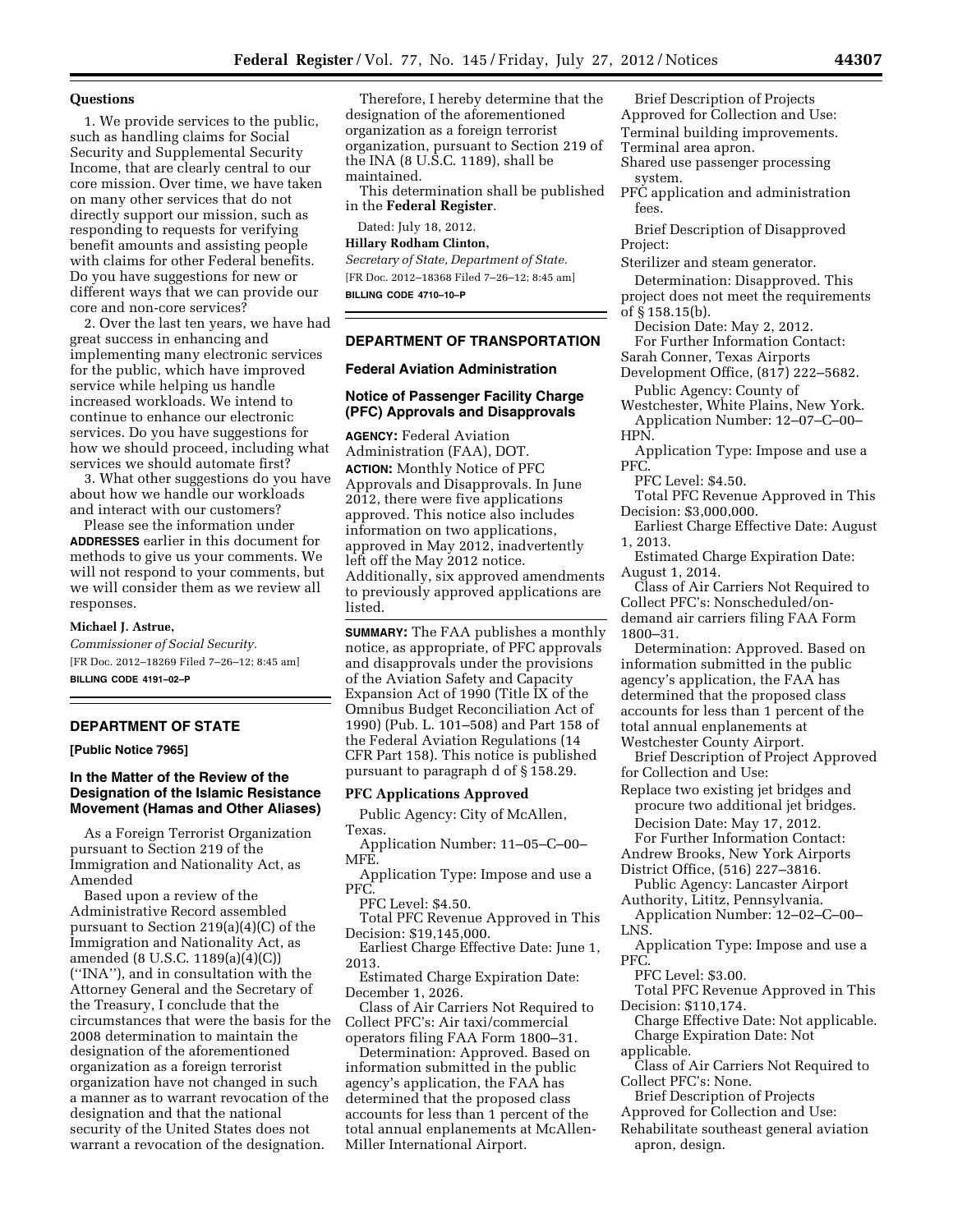**Questions**

1. We provide services to the public, such as handling claims for Social Security and Supplemental Security Income, that are clearly central to our core mission. Over time, we have taken on many other services that do not directly support our mission, such as responding to requests for verifying benefit amounts and assisting people with claims for other Federal benefits. Do you have suggestions for new or different ways that we can provide our core and non-core services?

2. Over the last ten years, we have had great success in enhancing and implementing many electronic services for the public, which have improved service while helping us handle increased workloads. We intend to continue to enhance our electronic services. Do you have suggestions for how we should proceed, including what services we should automate first?

3. What other suggestions do you have about how we handle our workloads and interact with our customers?

Please see the information under **ADDRESSES** earlier in this document for methods to give us your comments. We will not respond to your comments, but we will consider them as we review all responses.

**Michael J. Astrue,**

*Commissioner of Social Security.*

[FR Doc. 2012–18269 Filed 7–26–12; 8:45 am]

**BILLING CODE 4191–02–P**

## DEPARTMENT OF STATE

**[Public Notice 7965]**

### In the Matter of the Review of the Designation of the Islamic Resistance Movement (Hamas and Other Aliases)

As a Foreign Terrorist Organization pursuant to Section 219 of the Immigration and Nationality Act, as Amended

Based upon a review of the Administrative Record assembled pursuant to Section 219(a)(4)(C) of the Immigration and Nationality Act, as amended (8 U.S.C. 1189(a)(4)(C)) (''INA''), and in consultation with the Attorney General and the Secretary of the Treasury, I conclude that the circumstances that were the basis for the 2008 determination to maintain the designation of the aforementioned organization as a foreign terrorist organization have not changed in such a manner as to warrant revocation of the designation and that the national security of the United States does not warrant a revocation of the designation.

Therefore, I hereby determine that the designation of the aforementioned organization as a foreign terrorist organization, pursuant to Section 219 of the INA (8 U.S.C. 1189), shall be maintained.

This determination shall be published in the **Federal Register**.

Dated: July 18, 2012.

**Hillary Rodham Clinton,**

*Secretary of State, Department of State.*

[FR Doc. 2012–18368 Filed 7–26–12; 8:45 am]

**BILLING CODE 4710–10–P**

## DEPARTMENT OF TRANSPORTATION

### Federal Aviation Administration

### Notice of Passenger Facility Charge (PFC) Approvals and Disapprovals

**AGENCY:** Federal Aviation Administration (FAA), DOT.

**ACTION:** Monthly Notice of PFC Approvals and Disapprovals. In June 2012, there were five applications approved. This notice also includes information on two applications, approved in May 2012, inadvertently left off the May 2012 notice. Additionally, six approved amendments to previously approved applications are listed.

**SUMMARY:** The FAA publishes a monthly notice, as appropriate, of PFC approvals and disapprovals under the provisions of the Aviation Safety and Capacity Expansion Act of 1990 (Title IX of the Omnibus Budget Reconciliation Act of 1990) (Pub. L. 101–508) and Part 158 of the Federal Aviation Regulations (14 CFR Part 158). This notice is published pursuant to paragraph d of § 158.29.

**PFC Applications Approved**

Public Agency: City of McAllen, Texas.

Application Number: 11–05–C–00–MFE.

Application Type: Impose and use a PFC.

PFC Level: $4.50.

Total PFC Revenue Approved in This Decision: $19,145,000.

Earliest Charge Effective Date: June 1, 2013.

Estimated Charge Expiration Date: December 1, 2026.

Class of Air Carriers Not Required to Collect PFC's: Air taxi/commercial operators filing FAA Form 1800–31.

Determination: Approved. Based on information submitted in the public agency's application, the FAA has determined that the proposed class accounts for less than 1 percent of the total annual enplanements at McAllen-Miller International Airport.

Brief Description of Projects Approved for Collection and Use:

Terminal building improvements.
Terminal area apron.
Shared use passenger processing system.
PFC application and administration fees.

Brief Description of Disapproved Project:

Sterilizer and steam generator.

Determination: Disapproved. This project does not meet the requirements of § 158.15(b).

Decision Date: May 2, 2012.

For Further Information Contact: Sarah Conner, Texas Airports Development Office, (817) 222–5682.

Public Agency: County of Westchester, White Plains, New York.

Application Number: 12–07–C–00–HPN.

Application Type: Impose and use a PFC.

PFC Level: $4.50.

Total PFC Revenue Approved in This Decision: $3,000,000.

Earliest Charge Effective Date: August 1, 2013.

Estimated Charge Expiration Date: August 1, 2014.

Class of Air Carriers Not Required to Collect PFC's: Nonscheduled/on-demand air carriers filing FAA Form 1800–31.

Determination: Approved. Based on information submitted in the public agency's application, the FAA has determined that the proposed class accounts for less than 1 percent of the total annual enplanements at Westchester County Airport.

Brief Description of Project Approved for Collection and Use:

Replace two existing jet bridges and procure two additional jet bridges.

Decision Date: May 17, 2012.

For Further Information Contact: Andrew Brooks, New York Airports District Office, (516) 227–3816.

Public Agency: Lancaster Airport Authority, Lititz, Pennsylvania.

Application Number: 12–02–C–00–LNS.

Application Type: Impose and use a PFC.

PFC Level: $3.00.

Total PFC Revenue Approved in This Decision: $110,174.

Charge Effective Date: Not applicable.

Charge Expiration Date: Not applicable.

Class of Air Carriers Not Required to Collect PFC's: None.

Brief Description of Projects Approved for Collection and Use:

Rehabilitate southeast general aviation apron, design.